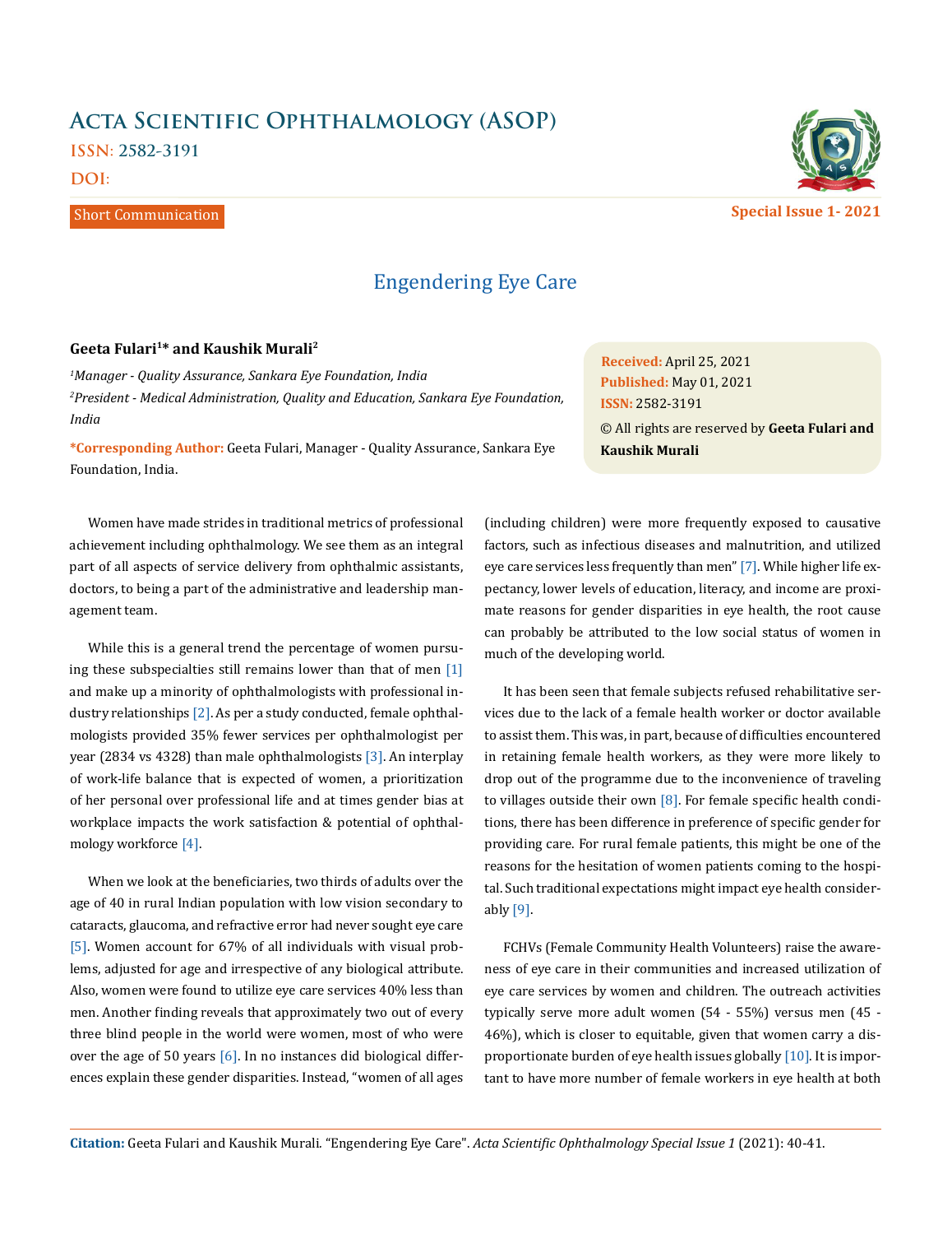Short Communication

# Engendering Eye Care

**Geeta Fulari[1]* and Kaushik Murali[2]**

[1] *Manager - Quality Assurance, Sankara Eye Foundation, India*

[2] *President - Medical Administration, Quality and Education, Sankara Eye Foundation, India*

***Corresponding Author:** Geeta Fulari, Manager - Quality Assurance, Sankara Eye Foundation, India.

**Received:** April 25, 2021
**Published:** May 01, 2021
**ISSN:** 2582-3191
© All rights are reserved by **Geeta Fulari and Kaushik Murali**

Women have made strides in traditional metrics of professional achievement including ophthalmology. We see them as an integral part of all aspects of service delivery from ophthalmic assistants, doctors, to being a part of the administrative and leadership management team.

While this is a general trend the percentage of women pursuing these subspecialties still remains lower than that of men [1] and make up a minority of ophthalmologists with professional industry relationships [2]. As per a study conducted, female ophthalmologists provided 35% fewer services per ophthalmologist per year (2834 vs 4328) than male ophthalmologists [3]. An interplay of work-life balance that is expected of women, a prioritization of her personal over professional life and at times gender bias at workplace impacts the work satisfaction & potential of ophthalmology workforce [4].

When we look at the beneficiaries, two thirds of adults over the age of 40 in rural Indian population with low vision secondary to cataracts, glaucoma, and refractive error had never sought eye care [5]. Women account for 67% of all individuals with visual problems, adjusted for age and irrespective of any biological attribute. Also, women were found to utilize eye care services 40% less than men. Another finding reveals that approximately two out of every three blind people in the world were women, most of who were over the age of 50 years [6]. In no instances did biological differences explain these gender disparities. Instead, "women of all ages (including children) were more frequently exposed to causative factors, such as infectious diseases and malnutrition, and utilized eye care services less frequently than men" [7]. While higher life expectancy, lower levels of education, literacy, and income are proximate reasons for gender disparities in eye health, the root cause can probably be attributed to the low social status of women in much of the developing world.

It has been seen that female subjects refused rehabilitative services due to the lack of a female health worker or doctor available to assist them. This was, in part, because of difficulties encountered in retaining female health workers, as they were more likely to drop out of the programme due to the inconvenience of traveling to villages outside their own [8]. For female specific health conditions, there has been difference in preference of specific gender for providing care. For rural female patients, this might be one of the reasons for the hesitation of women patients coming to the hospital. Such traditional expectations might impact eye health considerably [9].

FCHVs (Female Community Health Volunteers) raise the awareness of eye care in their communities and increased utilization of eye care services by women and children. The outreach activities typically serve more adult women (54 - 55%) versus men (45 - 46%), which is closer to equitable, given that women carry a disproportionate burden of eye health issues globally [10]. It is important to have more number of female workers in eye health at both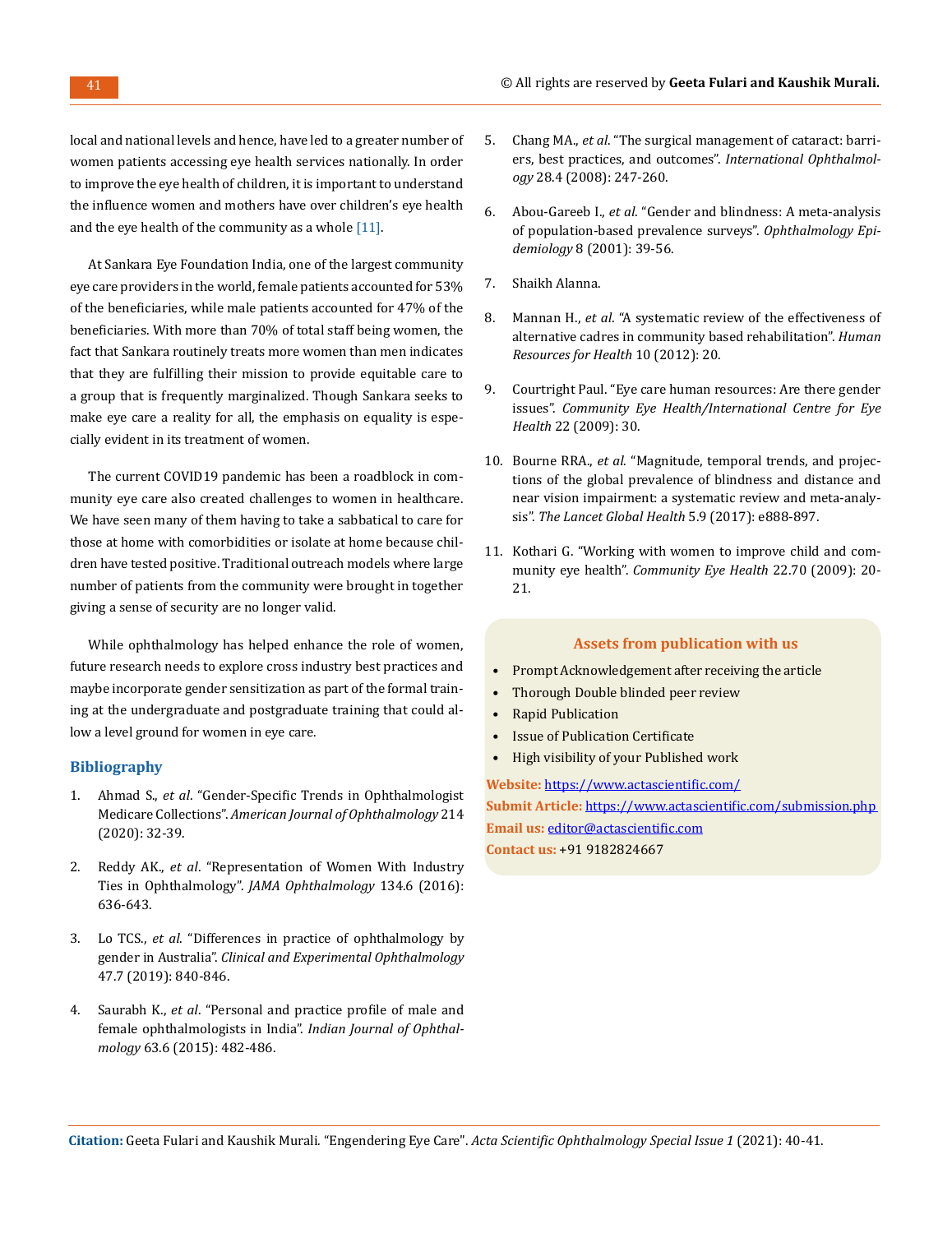local and national levels and hence, have led to a greater number of women patients accessing eye health services nationally. In order to improve the eye health of children, it is important to understand the influence women and mothers have over children's eye health and the eye health of the community as a whole [11].

At Sankara Eye Foundation India, one of the largest community eye care providers in the world, female patients accounted for 53% of the beneficiaries, while male patients accounted for 47% of the beneficiaries. With more than 70% of total staff being women, the fact that Sankara routinely treats more women than men indicates that they are fulfilling their mission to provide equitable care to a group that is frequently marginalized. Though Sankara seeks to make eye care a reality for all, the emphasis on equality is especially evident in its treatment of women.

The current COVID19 pandemic has been a roadblock in community eye care also created challenges to women in healthcare. We have seen many of them having to take a sabbatical to care for those at home with comorbidities or isolate at home because children have tested positive. Traditional outreach models where large number of patients from the community were brought in together giving a sense of security are no longer valid.

While ophthalmology has helped enhance the role of women, future research needs to explore cross industry best practices and maybe incorporate gender sensitization as part of the formal training at the undergraduate and postgraduate training that could allow a level ground for women in eye care.

## Bibliography

1. Ahmad S., *et al*. "Gender-Specific Trends in Ophthalmologist Medicare Collections". *American Journal of Ophthalmology* 214 (2020): 32-39.
2. Reddy AK., *et al*. "Representation of Women With Industry Ties in Ophthalmology". *JAMA Ophthalmology* 134.6 (2016): 636-643.
3. Lo TCS., *et al*. "Differences in practice of ophthalmology by gender in Australia". *Clinical and Experimental Ophthalmology* 47.7 (2019): 840-846.
4. Saurabh K., *et al*. "Personal and practice profile of male and female ophthalmologists in India". *Indian Journal of Ophthalmology* 63.6 (2015): 482-486.
5. Chang MA., *et al*. "The surgical management of cataract: barriers, best practices, and outcomes". *International Ophthalmology* 28.4 (2008): 247-260.
6. Abou-Gareeb I., *et al*. "Gender and blindness: A meta-analysis of population-based prevalence surveys". *Ophthalmology Epidemiology* 8 (2001): 39-56.
7. Shaikh Alanna.
8. Mannan H., *et al*. "A systematic review of the effectiveness of alternative cadres in community based rehabilitation". *Human Resources for Health* 10 (2012): 20.
9. Courtright Paul. "Eye care human resources: Are there gender issues". *Community Eye Health/International Centre for Eye Health* 22 (2009): 30.
10. Bourne RRA., *et al*. "Magnitude, temporal trends, and projections of the global prevalence of blindness and distance and near vision impairment: a systematic review and meta-analysis". *The Lancet Global Health* 5.9 (2017): e888-897.
11. Kothari G. "Working with women to improve child and community eye health". *Community Eye Health* 22.70 (2009): 20-21.

**Assets from publication with us**

- Prompt Acknowledgement after receiving the article
- Thorough Double blinded peer review
- Rapid Publication
- Issue of Publication Certificate
- High visibility of your Published work

**Website:** https://www.actascientific.com/
**Submit Article:** https://www.actascientific.com/submission.php
**Email us:** editor@actascientific.com
**Contact us:** +91 9182824667